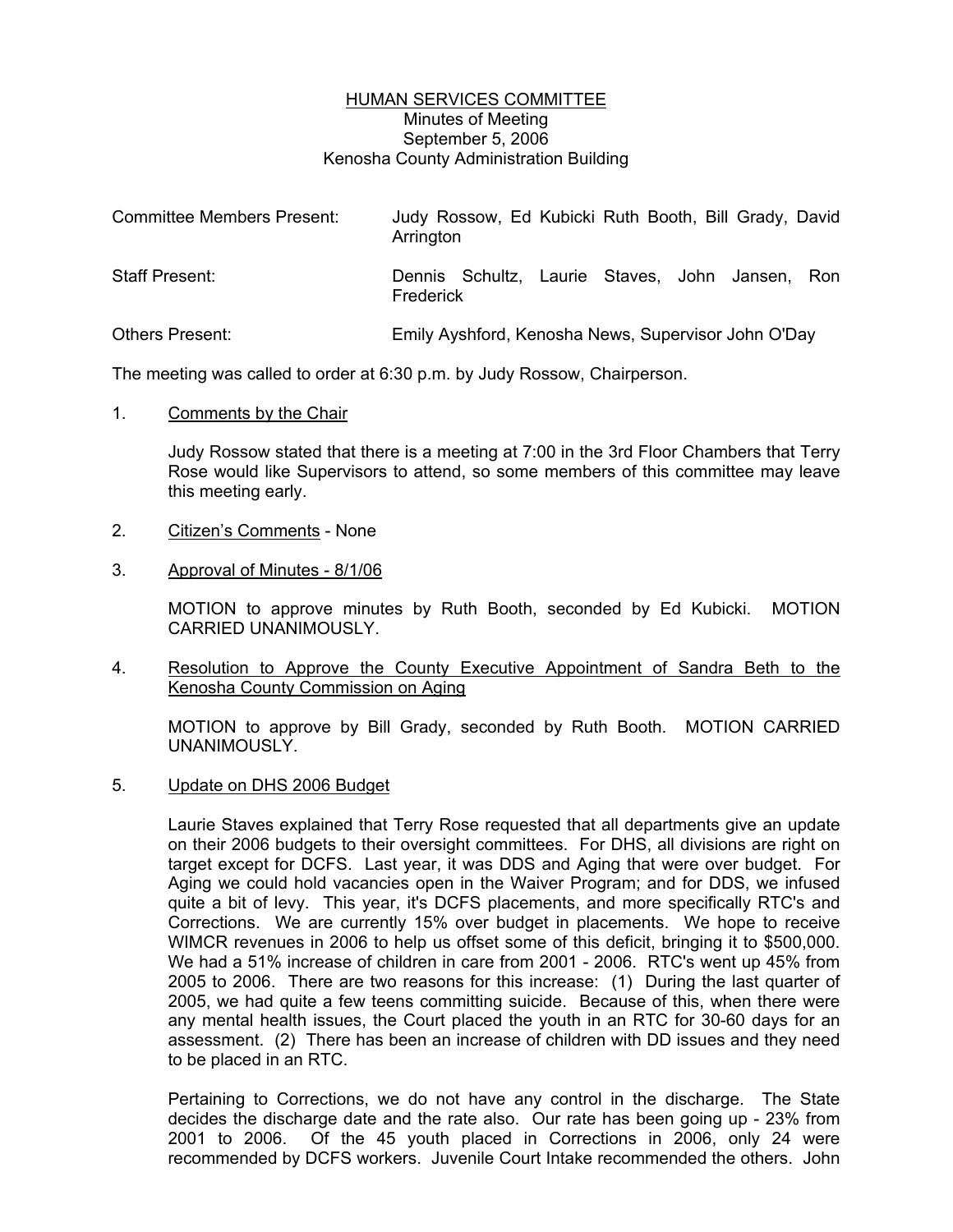# HUMAN SERVICES COMMITTEE

Minutes of Meeting
September 5, 2006
Kenosha County Administration Building

| | |
|---|---|
| Committee Members Present: | Judy Rossow, Ed Kubicki Ruth Booth, Bill Grady, David Arrington |
| Staff Present: | Dennis Schultz, Laurie Staves, John Jansen, Ron Frederick |
| Others Present: | Emily Ayshford, Kenosha News, Supervisor John O'Day |

The meeting was called to order at 6:30 p.m. by Judy Rossow, Chairperson.

1. Comments by the Chair

   Judy Rossow stated that there is a meeting at 7:00 in the 3rd Floor Chambers that Terry Rose would like Supervisors to attend, so some members of this committee may leave this meeting early.

2. Citizen's Comments - None

3. Approval of Minutes - 8/1/06

   MOTION to approve minutes by Ruth Booth, seconded by Ed Kubicki. MOTION CARRIED UNANIMOUSLY.

4. Resolution to Approve the County Executive Appointment of Sandra Beth to the Kenosha County Commission on Aging

   MOTION to approve by Bill Grady, seconded by Ruth Booth. MOTION CARRIED UNANIMOUSLY.

5. Update on DHS 2006 Budget

   Laurie Staves explained that Terry Rose requested that all departments give an update on their 2006 budgets to their oversight committees. For DHS, all divisions are right on target except for DCFS. Last year, it was DDS and Aging that were over budget. For Aging we could hold vacancies open in the Waiver Program; and for DDS, we infused quite a bit of levy. This year, it's DCFS placements, and more specifically RTC's and Corrections. We are currently 15% over budget in placements. We hope to receive WIMCR revenues in 2006 to help us offset some of this deficit, bringing it to $500,000. We had a 51% increase of children in care from 2001 - 2006. RTC's went up 45% from 2005 to 2006. There are two reasons for this increase: (1) During the last quarter of 2005, we had quite a few teens committing suicide. Because of this, when there were any mental health issues, the Court placed the youth in an RTC for 30-60 days for an assessment. (2) There has been an increase of children with DD issues and they need to be placed in an RTC.

   Pertaining to Corrections, we do not have any control in the discharge. The State decides the discharge date and the rate also. Our rate has been going up - 23% from 2001 to 2006. Of the 45 youth placed in Corrections in 2006, only 24 were recommended by DCFS workers. Juvenile Court Intake recommended the others. John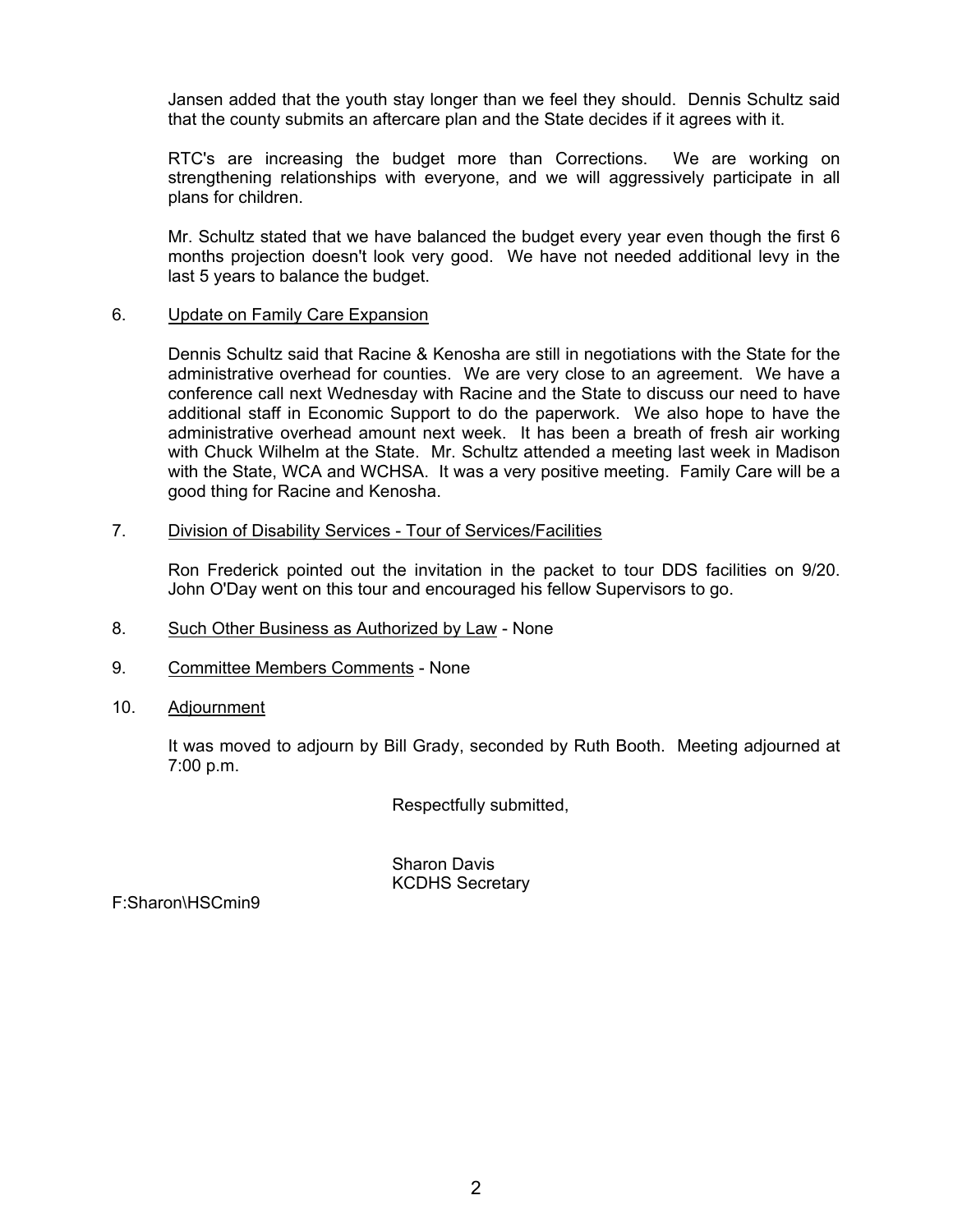Jansen added that the youth stay longer than we feel they should. Dennis Schultz said that the county submits an aftercare plan and the State decides if it agrees with it.

RTC's are increasing the budget more than Corrections. We are working on strengthening relationships with everyone, and we will aggressively participate in all plans for children.

Mr. Schultz stated that we have balanced the budget every year even though the first 6 months projection doesn't look very good. We have not needed additional levy in the last 5 years to balance the budget.

6. Update on Family Care Expansion

   Dennis Schultz said that Racine & Kenosha are still in negotiations with the State for the administrative overhead for counties. We are very close to an agreement. We have a conference call next Wednesday with Racine and the State to discuss our need to have additional staff in Economic Support to do the paperwork. We also hope to have the administrative overhead amount next week. It has been a breath of fresh air working with Chuck Wilhelm at the State. Mr. Schultz attended a meeting last week in Madison with the State, WCA and WCHSA. It was a very positive meeting. Family Care will be a good thing for Racine and Kenosha.

7. Division of Disability Services - Tour of Services/Facilities

   Ron Frederick pointed out the invitation in the packet to tour DDS facilities on 9/20. John O'Day went on this tour and encouraged his fellow Supervisors to go.

8. Such Other Business as Authorized by Law - None

9. Committee Members Comments - None

10. Adjournment

    It was moved to adjourn by Bill Grady, seconded by Ruth Booth. Meeting adjourned at 7:00 p.m.

Respectfully submitted,

Sharon Davis
KCDHS Secretary

F:Sharon\HSCmin9